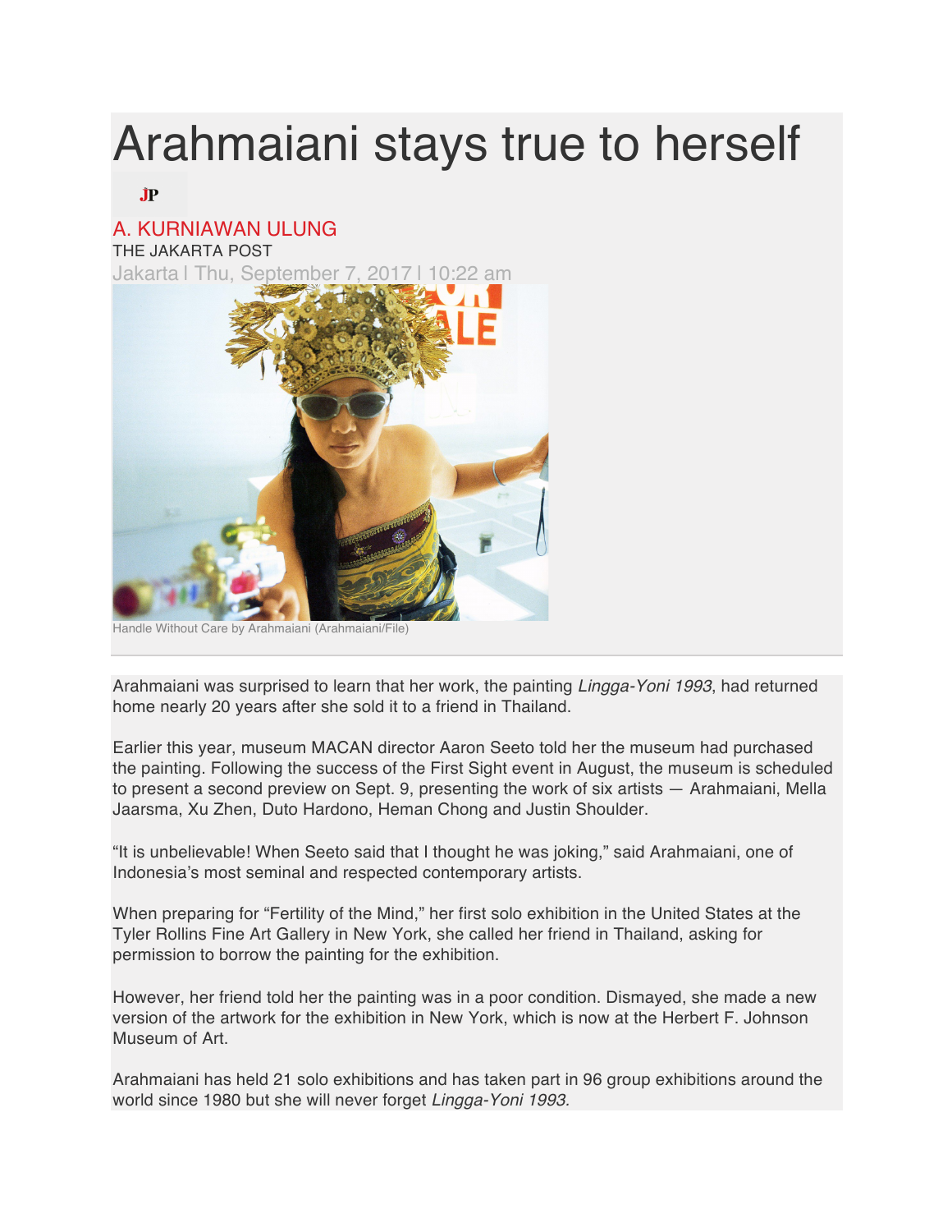# Arahmaiani stays true to herself

JP

A. KURNIAWAN ULUNG

THE JAKARTA POST

Jakarta | Thu, September 7, 2017 | 10:22 am

Handle Without Care by Arahmaiani (Arahmaiani/File)

Arahmaiani was surprised to learn that her work, the painting *Lingga-Yoni 1993*, had returned home nearly 20 years after she sold it to a friend in Thailand.

Earlier this year, museum MACAN director Aaron Seeto told her the museum had purchased the painting. Following the success of the First Sight event in August, the museum is scheduled to present a second preview on Sept. 9, presenting the work of six artists — Arahmaiani, Mella Jaarsma, Xu Zhen, Duto Hardono, Heman Chong and Justin Shoulder.

"It is unbelievable! When Seeto said that I thought he was joking," said Arahmaiani, one of Indonesia's most seminal and respected contemporary artists.

When preparing for "Fertility of the Mind," her first solo exhibition in the United States at the Tyler Rollins Fine Art Gallery in New York, she called her friend in Thailand, asking for permission to borrow the painting for the exhibition.

However, her friend told her the painting was in a poor condition. Dismayed, she made a new version of the artwork for the exhibition in New York, which is now at the Herbert F. Johnson Museum of Art.

Arahmaiani has held 21 solo exhibitions and has taken part in 96 group exhibitions around the world since 1980 but she will never forget *Lingga-Yoni 1993.*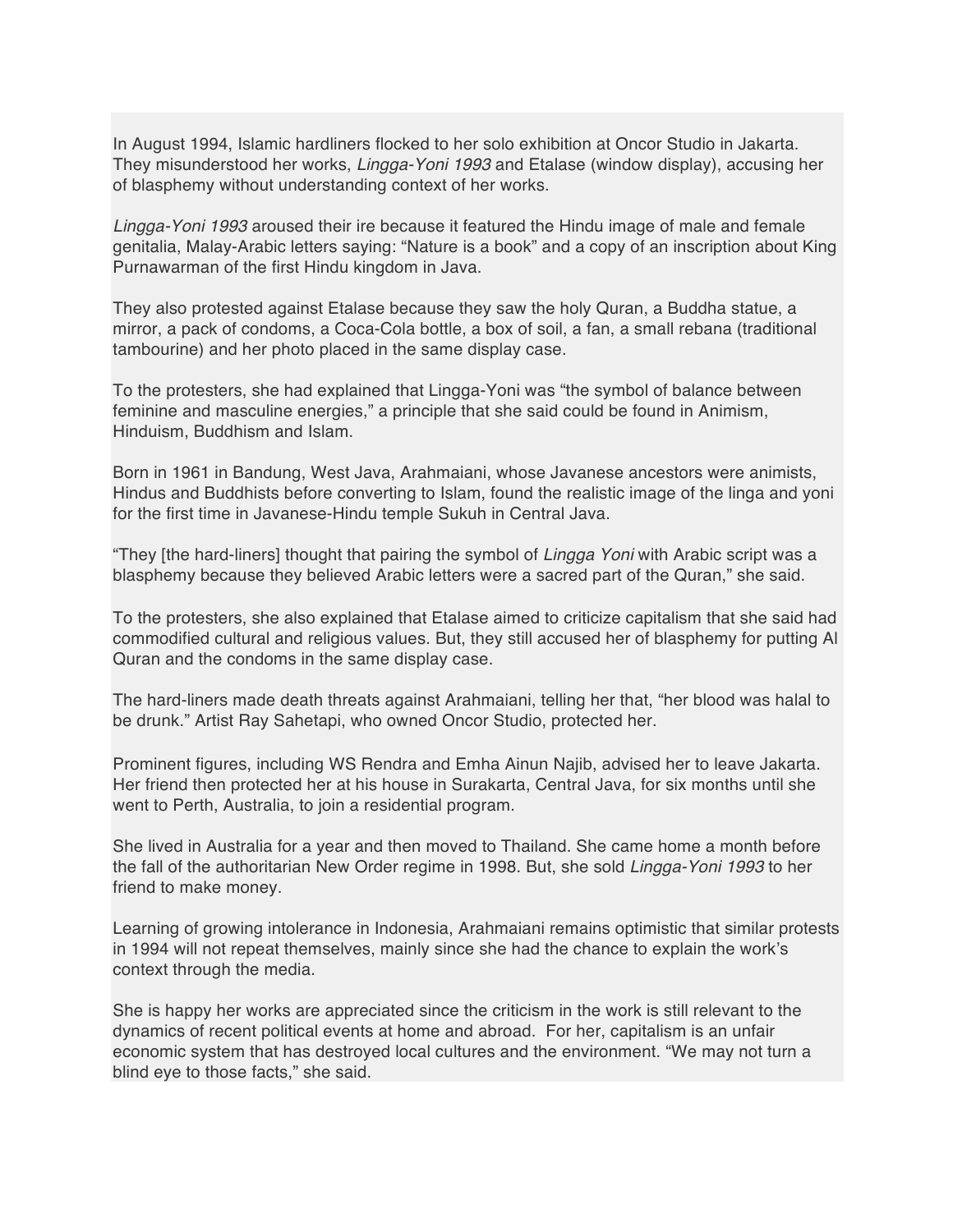In August 1994, Islamic hardliners flocked to her solo exhibition at Oncor Studio in Jakarta. They misunderstood her works, *Lingga-Yoni 1993* and Etalase (window display), accusing her of blasphemy without understanding context of her works.

*Lingga-Yoni 1993* aroused their ire because it featured the Hindu image of male and female genitalia, Malay-Arabic letters saying: “Nature is a book” and a copy of an inscription about King Purnawarman of the first Hindu kingdom in Java.

They also protested against Etalase because they saw the holy Quran, a Buddha statue, a mirror, a pack of condoms, a Coca-Cola bottle, a box of soil, a fan, a small rebana (traditional tambourine) and her photo placed in the same display case.

To the protesters, she had explained that Lingga-Yoni was “the symbol of balance between feminine and masculine energies,” a principle that she said could be found in Animism, Hinduism, Buddhism and Islam.

Born in 1961 in Bandung, West Java, Arahmaiani, whose Javanese ancestors were animists, Hindus and Buddhists before converting to Islam, found the realistic image of the linga and yoni for the first time in Javanese-Hindu temple Sukuh in Central Java.

“They [the hard-liners] thought that pairing the symbol of *Lingga Yoni* with Arabic script was a blasphemy because they believed Arabic letters were a sacred part of the Quran,” she said.

To the protesters, she also explained that Etalase aimed to criticize capitalism that she said had commodified cultural and religious values. But, they still accused her of blasphemy for putting Al Quran and the condoms in the same display case.

The hard-liners made death threats against Arahmaiani, telling her that, “her blood was halal to be drunk.” Artist Ray Sahetapi, who owned Oncor Studio, protected her.

Prominent figures, including WS Rendra and Emha Ainun Najib, advised her to leave Jakarta. Her friend then protected her at his house in Surakarta, Central Java, for six months until she went to Perth, Australia, to join a residential program.

She lived in Australia for a year and then moved to Thailand. She came home a month before the fall of the authoritarian New Order regime in 1998. But, she sold *Lingga-Yoni 1993* to her friend to make money.

Learning of growing intolerance in Indonesia, Arahmaiani remains optimistic that similar protests in 1994 will not repeat themselves, mainly since she had the chance to explain the work’s context through the media.

She is happy her works are appreciated since the criticism in the work is still relevant to the dynamics of recent political events at home and abroad. For her, capitalism is an unfair economic system that has destroyed local cultures and the environment. “We may not turn a blind eye to those facts,” she said.